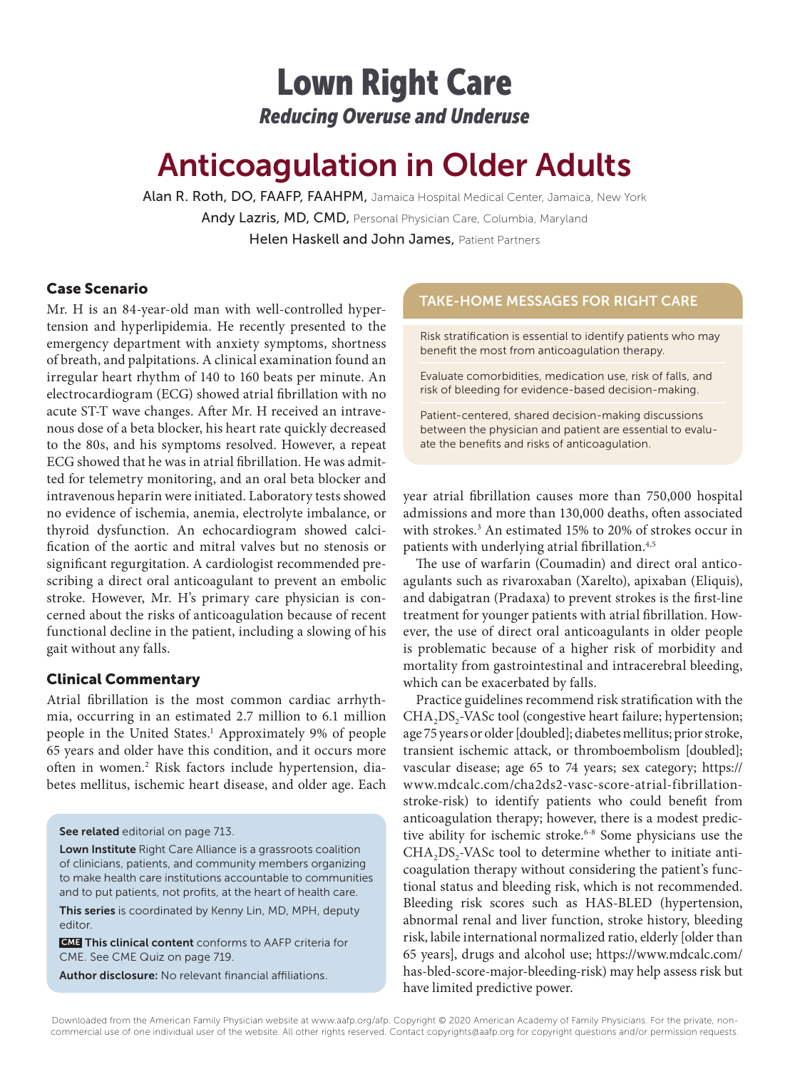# Lown Right Care

*Reducing Overuse and Underuse*

# Anticoagulation in Older Adults

**Alan R. Roth, DO, FAAFP, FAAHPM,** Jamaica Hospital Medical Center, Jamaica, New York

**Andy Lazris, MD, CMD,** Personal Physician Care, Columbia, Maryland

**Helen Haskell and John James,** Patient Partners

## Case Scenario

Mr. H is an 84-year-old man with well-controlled hypertension and hyperlipidemia. He recently presented to the emergency department with anxiety symptoms, shortness of breath, and palpitations. A clinical examination found an irregular heart rhythm of 140 to 160 beats per minute. An electrocardiogram (ECG) showed atrial fibrillation with no acute ST-T wave changes. After Mr. H received an intravenous dose of a beta blocker, his heart rate quickly decreased to the 80s, and his symptoms resolved. However, a repeat ECG showed that he was in atrial fibrillation. He was admitted for telemetry monitoring, and an oral beta blocker and intravenous heparin were initiated. Laboratory tests showed no evidence of ischemia, anemia, electrolyte imbalance, or thyroid dysfunction. An echocardiogram showed calcification of the aortic and mitral valves but no stenosis or significant regurgitation. A cardiologist recommended prescribing a direct oral anticoagulant to prevent an embolic stroke. However, Mr. H's primary care physician is concerned about the risks of anticoagulation because of recent functional decline in the patient, including a slowing of his gait without any falls.

## Clinical Commentary

Atrial fibrillation is the most common cardiac arrhythmia, occurring in an estimated 2.7 million to 6.1 million people in the United States.[1] Approximately 9% of people 65 years and older have this condition, and it occurs more often in women.[2] Risk factors include hypertension, diabetes mellitus, ischemic heart disease, and older age. Each year atrial fibrillation causes more than 750,000 hospital admissions and more than 130,000 deaths, often associated with strokes.[3] An estimated 15% to 20% of strokes occur in patients with underlying atrial fibrillation.[4,5]

The use of warfarin (Coumadin) and direct oral anticoagulants such as rivaroxaban (Xarelto), apixaban (Eliquis), and dabigatran (Pradaxa) to prevent strokes is the first-line treatment for younger patients with atrial fibrillation. However, the use of direct oral anticoagulants in older people is problematic because of a higher risk of morbidity and mortality from gastrointestinal and intracerebral bleeding, which can be exacerbated by falls.

Practice guidelines recommend risk stratification with the $CHA_2DS_2$-VASc tool (congestive heart failure; hypertension; age 75 years or older [doubled]; diabetes mellitus; prior stroke, transient ischemic attack, or thromboembolism [doubled]; vascular disease; age 65 to 74 years; sex category; https://www.mdcalc.com/cha2ds2-vasc-score-atrial-fibrillation-stroke-risk) to identify patients who could benefit from anticoagulation therapy; however, there is a modest predictive ability for ischemic stroke.[6-8] Some physicians use the $CHA_2DS_2$-VASc tool to determine whether to initiate anticoagulation therapy without considering the patient's functional status and bleeding risk, which is not recommended. Bleeding risk scores such as HAS-BLED (hypertension, abnormal renal and liver function, stroke history, bleeding risk, labile international normalized ratio, elderly [older than 65 years], drugs and alcohol use; https://www.mdcalc.com/has-bled-score-major-bleeding-risk) may help assess risk but have limited predictive power.

## TAKE-HOME MESSAGES FOR RIGHT CARE

Risk stratification is essential to identify patients who may benefit the most from anticoagulation therapy.

Evaluate comorbidities, medication use, risk of falls, and risk of bleeding for evidence-based decision-making.

Patient-centered, shared decision-making discussions between the physician and patient are essential to evaluate the benefits and risks of anticoagulation.

---

**See related** editorial on page 713.

**Lown Institute** Right Care Alliance is a grassroots coalition of clinicians, patients, and community members organizing to make health care institutions accountable to communities and to put patients, not profits, at the heart of health care.

**This series** is coordinated by Kenny Lin, MD, MPH, deputy editor.

**CME This clinical content** conforms to AAFP criteria for CME. See CME Quiz on page 719.

**Author disclosure:** No relevant financial affiliations.

Downloaded from the American Family Physician website at www.aafp.org/afp. Copyright © 2020 American Academy of Family Physicians. For the private, noncommercial use of one individual user of the website. All other rights reserved. Contact copyrights@aafp.org for copyright questions and/or permission requests.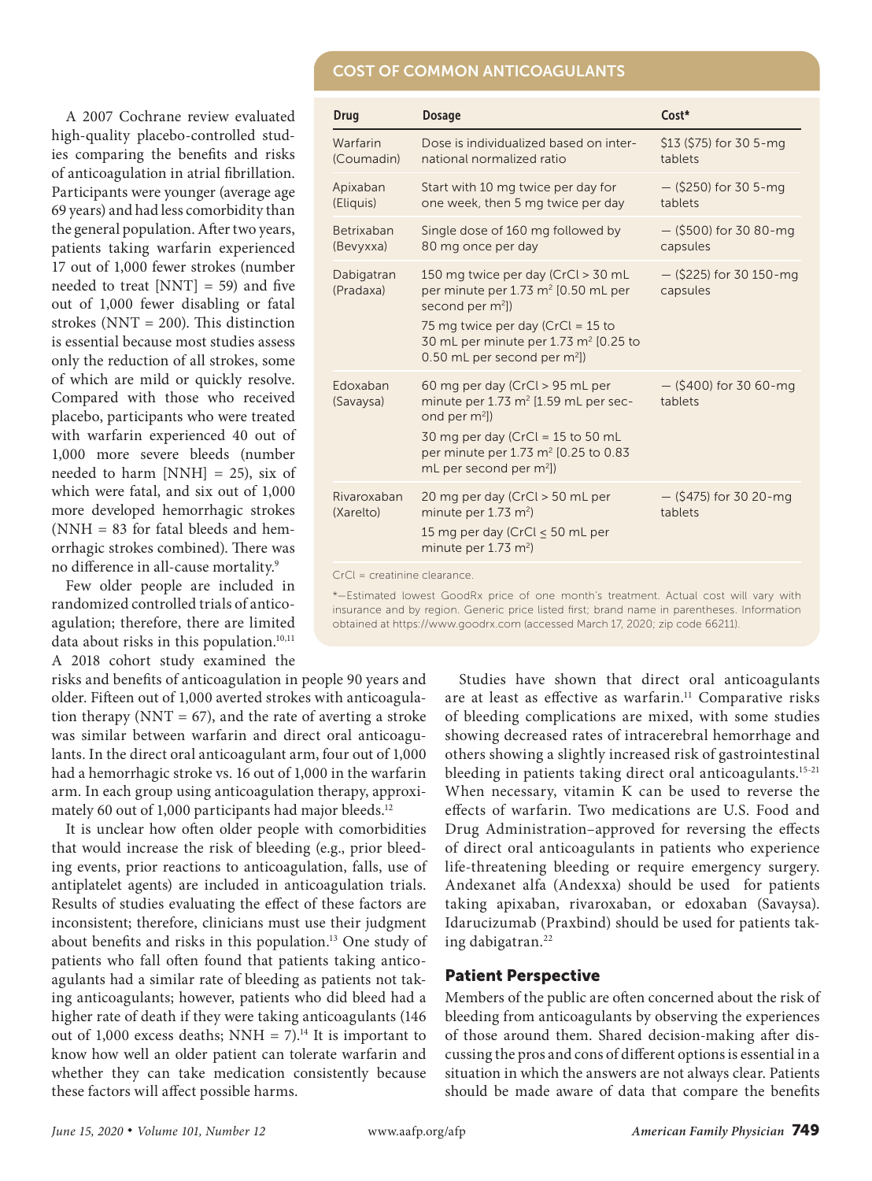A 2007 Cochrane review evaluated high-quality placebo-controlled studies comparing the benefits and risks of anticoagulation in atrial fibrillation. Participants were younger (average age 69 years) and had less comorbidity than the general population. After two years, patients taking warfarin experienced 17 out of 1,000 fewer strokes (number needed to treat [NNT] = 59) and five out of 1,000 fewer disabling or fatal strokes (NNT = 200). This distinction is essential because most studies assess only the reduction of all strokes, some of which are mild or quickly resolve. Compared with those who received placebo, participants who were treated with warfarin experienced 40 out of 1,000 more severe bleeds (number needed to harm [NNH] = 25), six of which were fatal, and six out of 1,000 more developed hemorrhagic strokes (NNH = 83 for fatal bleeds and hemorrhagic strokes combined). There was no difference in all-cause mortality.[9]

Few older people are included in randomized controlled trials of anticoagulation; therefore, there are limited data about risks in this population.[10,11] A 2018 cohort study examined the risks and benefits of anticoagulation in people 90 years and older. Fifteen out of 1,000 averted strokes with anticoagulation therapy (NNT = 67), and the rate of averting a stroke was similar between warfarin and direct oral anticoagulants. In the direct oral anticoagulant arm, four out of 1,000 had a hemorrhagic stroke vs. 16 out of 1,000 in the warfarin arm. In each group using anticoagulation therapy, approximately 60 out of 1,000 participants had major bleeds.[12]

It is unclear how often older people with comorbidities that would increase the risk of bleeding (e.g., prior bleeding events, prior reactions to anticoagulation, falls, use of antiplatelet agents) are included in anticoagulation trials. Results of studies evaluating the effect of these factors are inconsistent; therefore, clinicians must use their judgment about benefits and risks in this population.[13] One study of patients who fall often found that patients taking anticoagulants had a similar rate of bleeding as patients not taking anticoagulants; however, patients who did bleed had a higher rate of death if they were taking anticoagulants (146 out of 1,000 excess deaths; NNH = 7).[14] It is important to know how well an older patient can tolerate warfarin and whether they can take medication consistently because these factors will affect possible harms.

## COST OF COMMON ANTICOAGULANTS

| Drug | Dosage | Cost* |
|---|---|---|
| Warfarin (Coumadin) | Dose is individualized based on international normalized ratio | $13 ($75) for 30 5-mg tablets |
| Apixaban (Eliquis) | Start with 10 mg twice per day for one week, then 5 mg twice per day | — ($250) for 30 5-mg tablets |
| Betrixaban (Bevyxxa) | Single dose of 160 mg followed by 80 mg once per day | — ($500) for 30 80-mg capsules |
| Dabigatran (Pradaxa) | 150 mg twice per day (CrCl > 30 mL per minute per 1.73 m² [0.50 mL per second per m²]) <br> 75 mg twice per day (CrCl = 15 to 30 mL per minute per 1.73 m² [0.25 to 0.50 mL per second per m²]) | — ($225) for 30 150-mg capsules |
| Edoxaban (Savaysa) | 60 mg per day (CrCl > 95 mL per minute per 1.73 m² [1.59 mL per second per m²]) <br> 30 mg per day (CrCl = 15 to 50 mL per minute per 1.73 m² [0.25 to 0.83 mL per second per m²]) | — ($400) for 30 60-mg tablets |
| Rivaroxaban (Xarelto) | 20 mg per day (CrCl > 50 mL per minute per 1.73 m²) <br> 15 mg per day (CrCl ≤ 50 mL per minute per 1.73 m²) | — ($475) for 30 20-mg tablets |

CrCl = creatinine clearance.

*—Estimated lowest GoodRx price of one month's treatment. Actual cost will vary with insurance and by region. Generic price listed first; brand name in parentheses. Information obtained at https://www.goodrx.com (accessed March 17, 2020; zip code 66211).

Studies have shown that direct oral anticoagulants are at least as effective as warfarin.[11] Comparative risks of bleeding complications are mixed, with some studies showing decreased rates of intracerebral hemorrhage and others showing a slightly increased risk of gastrointestinal bleeding in patients taking direct oral anticoagulants.[15-21] When necessary, vitamin K can be used to reverse the effects of warfarin. Two medications are U.S. Food and Drug Administration–approved for reversing the effects of direct oral anticoagulants in patients who experience life-threatening bleeding or require emergency surgery. Andexanet alfa (Andexxa) should be used for patients taking apixaban, rivaroxaban, or edoxaban (Savaysa). Idarucizumab (Praxbind) should be used for patients taking dabigatran.[22]

## Patient Perspective

Members of the public are often concerned about the risk of bleeding from anticoagulants by observing the experiences of those around them. Shared decision-making after discussing the pros and cons of different options is essential in a situation in which the answers are not always clear. Patients should be made aware of data that compare the benefits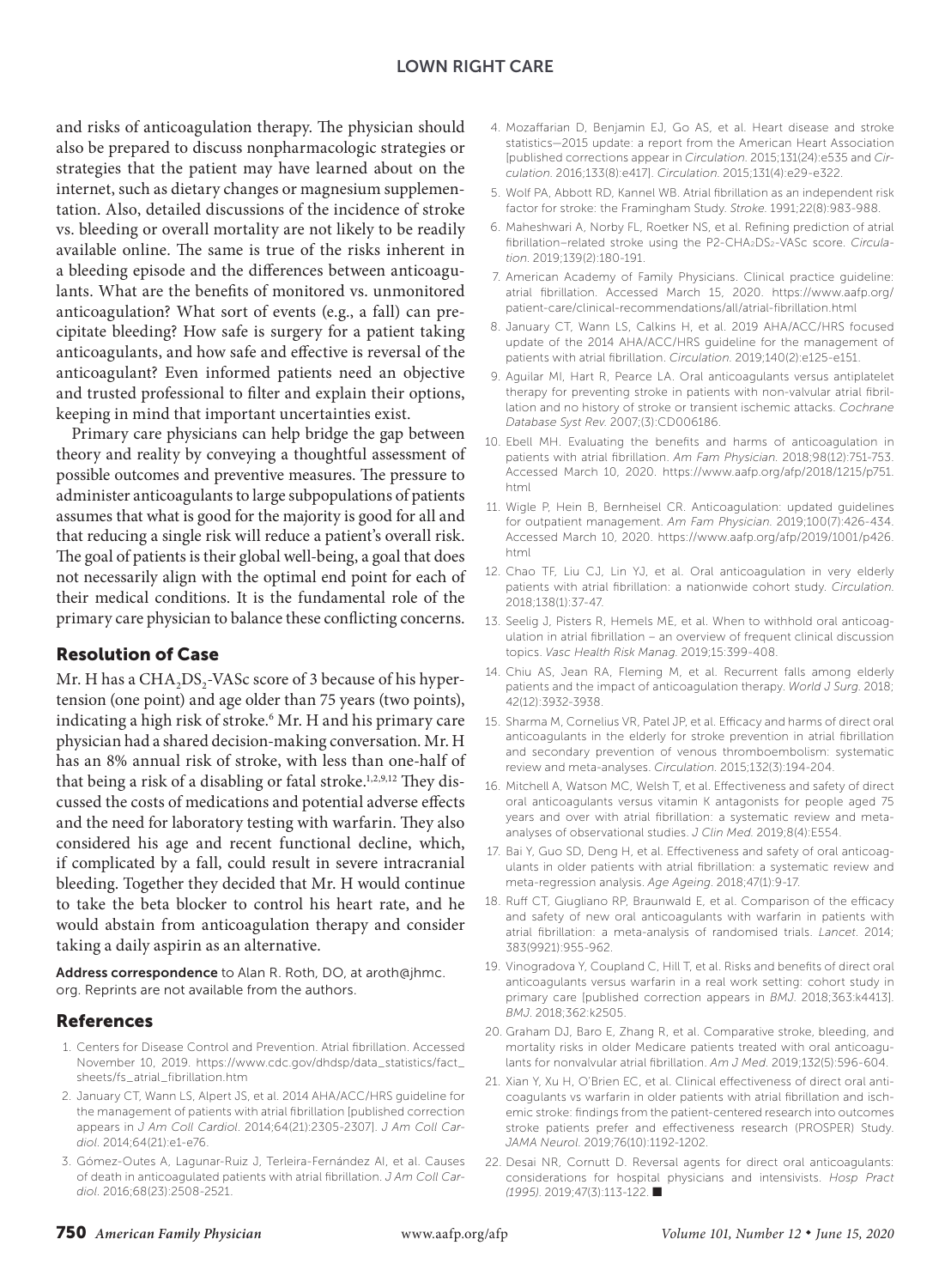and risks of anticoagulation therapy. The physician should also be prepared to discuss nonpharmacologic strategies or strategies that the patient may have learned about on the internet, such as dietary changes or magnesium supplementation. Also, detailed discussions of the incidence of stroke vs. bleeding or overall mortality are not likely to be readily available online. The same is true of the risks inherent in a bleeding episode and the differences between anticoagulants. What are the benefits of monitored vs. unmonitored anticoagulation? What sort of events (e.g., a fall) can precipitate bleeding? How safe is surgery for a patient taking anticoagulants, and how safe and effective is reversal of the anticoagulant? Even informed patients need an objective and trusted professional to filter and explain their options, keeping in mind that important uncertainties exist.

Primary care physicians can help bridge the gap between theory and reality by conveying a thoughtful assessment of possible outcomes and preventive measures. The pressure to administer anticoagulants to large subpopulations of patients assumes that what is good for the majority is good for all and that reducing a single risk will reduce a patient's overall risk. The goal of patients is their global well-being, a goal that does not necessarily align with the optimal end point for each of their medical conditions. It is the fundamental role of the primary care physician to balance these conflicting concerns.

## Resolution of Case

Mr. H has a $CHA_2DS_2$-VASc score of 3 because of his hypertension (one point) and age older than 75 years (two points), indicating a high risk of stroke.[6] Mr. H and his primary care physician had a shared decision-making conversation. Mr. H has an 8% annual risk of stroke, with less than one-half of that being a risk of a disabling or fatal stroke.[1,2,9,12] They discussed the costs of medications and potential adverse effects and the need for laboratory testing with warfarin. They also considered his age and recent functional decline, which, if complicated by a fall, could result in severe intracranial bleeding. Together they decided that Mr. H would continue to take the beta blocker to control his heart rate, and he would abstain from anticoagulation therapy and consider taking a daily aspirin as an alternative.

**Address correspondence** to Alan R. Roth, DO, at aroth@jhmc.org. Reprints are not available from the authors.

## References

1. Centers for Disease Control and Prevention. Atrial fibrillation. Accessed November 10, 2019. https://www.cdc.gov/dhdsp/data_statistics/fact_sheets/fs_atrial_fibrillation.htm
2. January CT, Wann LS, Alpert JS, et al. 2014 AHA/ACC/HRS guideline for the management of patients with atrial fibrillation [published correction appears in *J Am Coll Cardiol*. 2014;64(21):2305-2307]. *J Am Coll Cardiol*. 2014;64(21):e1-e76.
3. Gómez-Outes A, Lagunar-Ruiz J, Terleira-Fernández AI, et al. Causes of death in anticoagulated patients with atrial fibrillation. *J Am Coll Cardiol*. 2016;68(23):2508-2521.
4. Mozaffarian D, Benjamin EJ, Go AS, et al. Heart disease and stroke statistics—2015 update: a report from the American Heart Association [published corrections appear in *Circulation*. 2015;131(24):e535 and *Circulation*. 2016;133(8):e417]. *Circulation*. 2015;131(4):e29-e322.
5. Wolf PA, Abbott RD, Kannel WB. Atrial fibrillation as an independent risk factor for stroke: the Framingham Study. *Stroke*. 1991;22(8):983-988.
6. Maheshwari A, Norby FL, Roetker NS, et al. Refining prediction of atrial fibrillation–related stroke using the P2-$CHA_2DS_2$-VASc score. *Circulation*. 2019;139(2):180-191.
7. American Academy of Family Physicians. Clinical practice guideline: atrial fibrillation. Accessed March 15, 2020. https://www.aafp.org/patient-care/clinical-recommendations/all/atrial-fibrillation.html
8. January CT, Wann LS, Calkins H, et al. 2019 AHA/ACC/HRS focused update of the 2014 AHA/ACC/HRS guideline for the management of patients with atrial fibrillation. *Circulation*. 2019;140(2):e125-e151.
9. Aguilar MI, Hart R, Pearce LA. Oral anticoagulants versus antiplatelet therapy for preventing stroke in patients with non-valvular atrial fibrillation and no history of stroke or transient ischemic attacks. *Cochrane Database Syst Rev*. 2007;(3):CD006186.
10. Ebell MH. Evaluating the benefits and harms of anticoagulation in patients with atrial fibrillation. *Am Fam Physician*. 2018;98(12):751-753. Accessed March 10, 2020. https://www.aafp.org/afp/2018/1215/p751.html
11. Wigle P, Hein B, Bernheisel CR. Anticoagulation: updated guidelines for outpatient management. *Am Fam Physician*. 2019;100(7):426-434. Accessed March 10, 2020. https://www.aafp.org/afp/2019/1001/p426.html
12. Chao TF, Liu CJ, Lin YJ, et al. Oral anticoagulation in very elderly patients with atrial fibrillation: a nationwide cohort study. *Circulation*. 2018;138(1):37-47.
13. Seelig J, Pisters R, Hemels ME, et al. When to withhold oral anticoagulation in atrial fibrillation – an overview of frequent clinical discussion topics. *Vasc Health Risk Manag*. 2019;15:399-408.
14. Chiu AS, Jean RA, Fleming M, et al. Recurrent falls among elderly patients and the impact of anticoagulation therapy. *World J Surg*. 2018;42(12):3932-3938.
15. Sharma M, Cornelius VR, Patel JP, et al. Efficacy and harms of direct oral anticoagulants in the elderly for stroke prevention in atrial fibrillation and secondary prevention of venous thromboembolism: systematic review and meta-analyses. *Circulation*. 2015;132(3):194-204.
16. Mitchell A, Watson MC, Welsh T, et al. Effectiveness and safety of direct oral anticoagulants versus vitamin K antagonists for people aged 75 years and over with atrial fibrillation: a systematic review and meta-analyses of observational studies. *J Clin Med*. 2019;8(4):E554.
17. Bai Y, Guo SD, Deng H, et al. Effectiveness and safety of oral anticoagulants in older patients with atrial fibrillation: a systematic review and meta-regression analysis. *Age Ageing*. 2018;47(1):9-17.
18. Ruff CT, Giugliano RP, Braunwald E, et al. Comparison of the efficacy and safety of new oral anticoagulants with warfarin in patients with atrial fibrillation: a meta-analysis of randomised trials. *Lancet*. 2014;383(9921):955-962.
19. Vinogradova Y, Coupland C, Hill T, et al. Risks and benefits of direct oral anticoagulants versus warfarin in a real work setting: cohort study in primary care [published correction appears in *BMJ*. 2018;363:k4413]. *BMJ*. 2018;362:k2505.
20. Graham DJ, Baro E, Zhang R, et al. Comparative stroke, bleeding, and mortality risks in older Medicare patients treated with oral anticoagulants for nonvalvular atrial fibrillation. *Am J Med*. 2019;132(5):596-604.
21. Xian Y, Xu H, O'Brien EC, et al. Clinical effectiveness of direct oral anticoagulants vs warfarin in older patients with atrial fibrillation and ischemic stroke: findings from the patient-centered research into outcomes stroke patients prefer and effectiveness research (PROSPER) Study. *JAMA Neurol*. 2019;76(10):1192-1202.
22. Desai NR, Cornutt D. Reversal agents for direct oral anticoagulants: considerations for hospital physicians and intensivists. *Hosp Pract (1995)*. 2019;47(3):113-122. ■